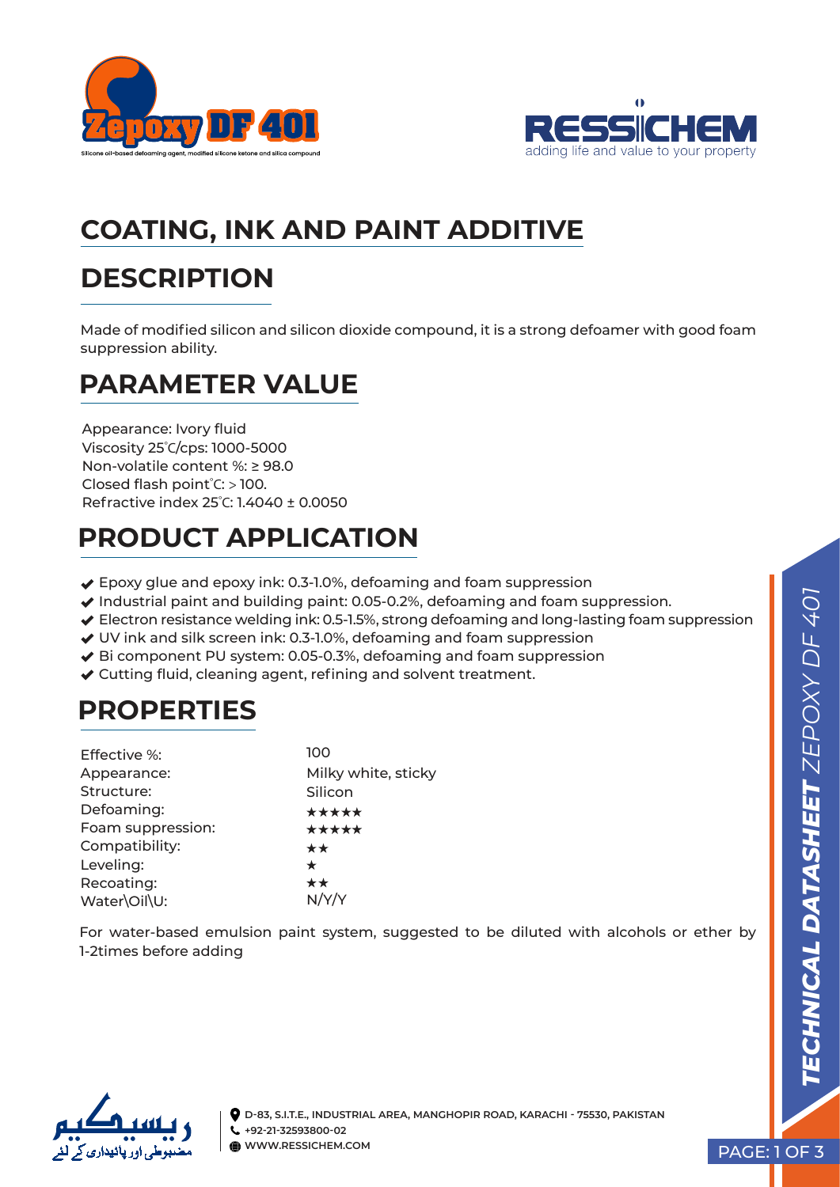Zepoxy DF 401

Silicone oil-based defoaming agent, modified silicone ketone and silica compound

RESSICHEM

adding life and value to your property

# COATING, INK AND PAINT ADDITIVE

## DESCRIPTION

Made of modified silicon and silicon dioxide compound, it is a strong defoamer with good foam suppression ability.

## PARAMETER VALUE

Appearance: Ivory fluid
Viscosity 25℃/cps: 1000-5000
Non-volatile content %: ≥ 98.0
Closed flash point℃: ＞100.
Refractive index 25℃: 1.4040 ± 0.0050

## PRODUCT APPLICATION

- Epoxy glue and epoxy ink: 0.3-1.0%, defoaming and foam suppression
- Industrial paint and building paint: 0.05-0.2%, defoaming and foam suppression.
- Electron resistance welding ink: 0.5-1.5%, strong defoaming and long-lasting foam suppression
- UV ink and silk screen ink: 0.3-1.0%, defoaming and foam suppression
- Bi component PU system: 0.05-0.3%, defoaming and foam suppression
- Cutting fluid, cleaning agent, refining and solvent treatment.

## PROPERTIES

| | |
|---|---|
| Effective %: | 100 |
| Appearance: | Milky white, sticky |
| Structure: | Silicon |
| Defoaming: | ★★★★★ |
| Foam suppression: | ★★★★★ |
| Compatibility: | ★★ |
| Leveling: | ★ |
| Recoating: | ★★ |
| Water\Oil\U: | N/Y/Y |

For water-based emulsion paint system, suggested to be diluted with alcohols or ether by 1-2times before adding

ریسیکیم
مضبوطی اور پائیداری کے لئے

D-83, S.I.T.E., INDUSTRIAL AREA, MANGHOPIR ROAD, KARACHI - 75530, PAKISTAN
+92-21-32593800-02
WWW.RESSICHEM.COM

TECHNICAL DATASHEET ZEPOXY DF 401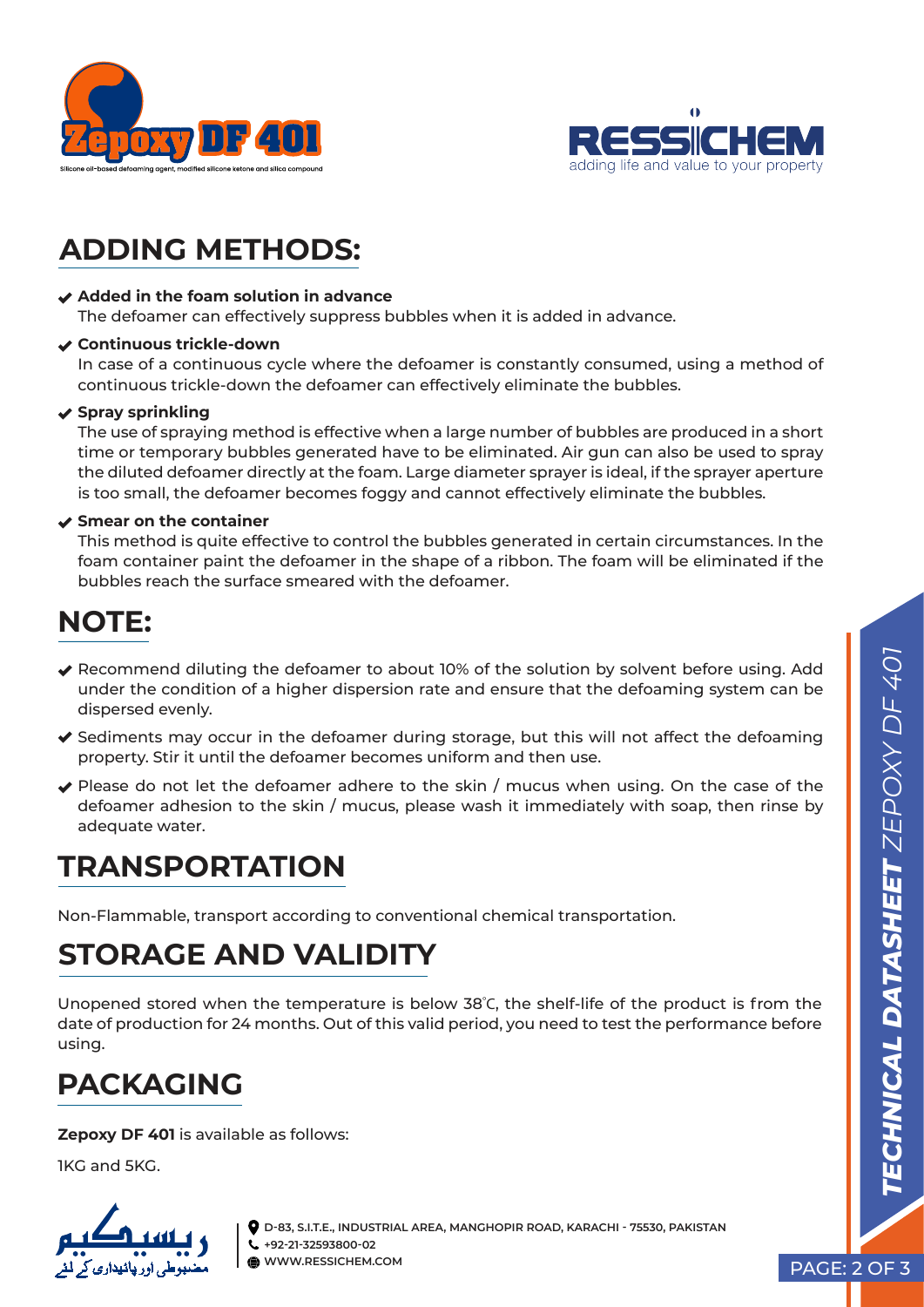## ADDING METHODS:

- **Added in the foam solution in advance**
  The defoamer can effectively suppress bubbles when it is added in advance.
- **Continuous trickle-down**
  In case of a continuous cycle where the defoamer is constantly consumed, using a method of continuous trickle-down the defoamer can effectively eliminate the bubbles.
- **Spray sprinkling**
  The use of spraying method is effective when a large number of bubbles are produced in a short time or temporary bubbles generated have to be eliminated. Air gun can also be used to spray the diluted defoamer directly at the foam. Large diameter sprayer is ideal, if the sprayer aperture is too small, the defoamer becomes foggy and cannot effectively eliminate the bubbles.
- **Smear on the container**
  This method is quite effective to control the bubbles generated in certain circumstances. In the foam container paint the defoamer in the shape of a ribbon. The foam will be eliminated if the bubbles reach the surface smeared with the defoamer.

## NOTE:

- Recommend diluting the defoamer to about 10% of the solution by solvent before using. Add under the condition of a higher dispersion rate and ensure that the defoaming system can be dispersed evenly.
- Sediments may occur in the defoamer during storage, but this will not affect the defoaming property. Stir it until the defoamer becomes uniform and then use.
- Please do not let the defoamer adhere to the skin / mucus when using. On the case of the defoamer adhesion to the skin / mucus, please wash it immediately with soap, then rinse by adequate water.

## TRANSPORTATION

Non-Flammable, transport according to conventional chemical transportation.

## STORAGE AND VALIDITY

Unopened stored when the temperature is below 38℃, the shelf-life of the product is from the date of production for 24 months. Out of this valid period, you need to test the performance before using.

## PACKAGING

**Zepoxy DF 401** is available as follows:

1KG and 5KG.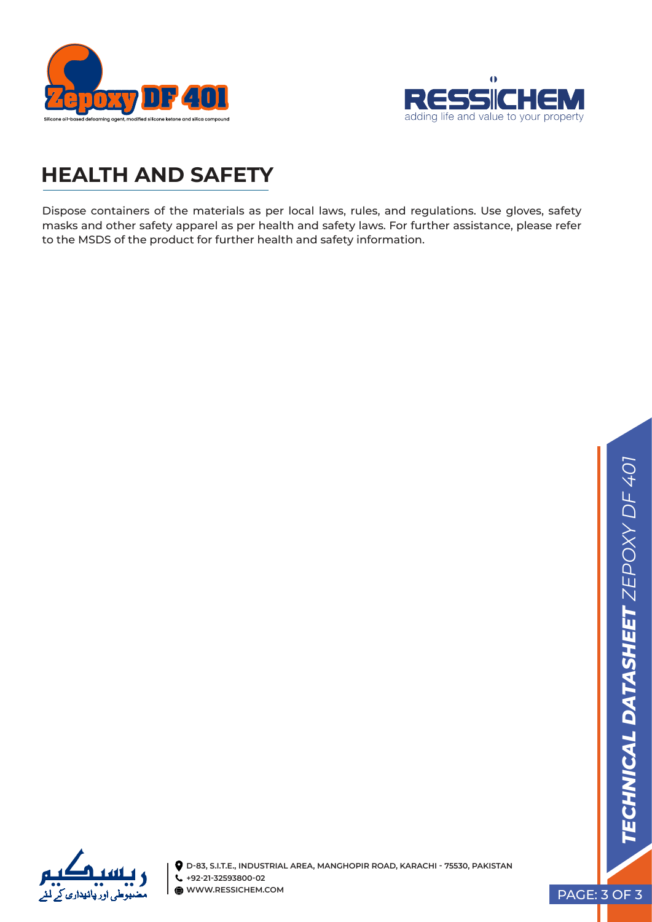## HEALTH AND SAFETY

Dispose containers of the materials as per local laws, rules, and regulations. Use gloves, safety masks and other safety apparel as per health and safety laws. For further assistance, please refer to the MSDS of the product for further health and safety information.